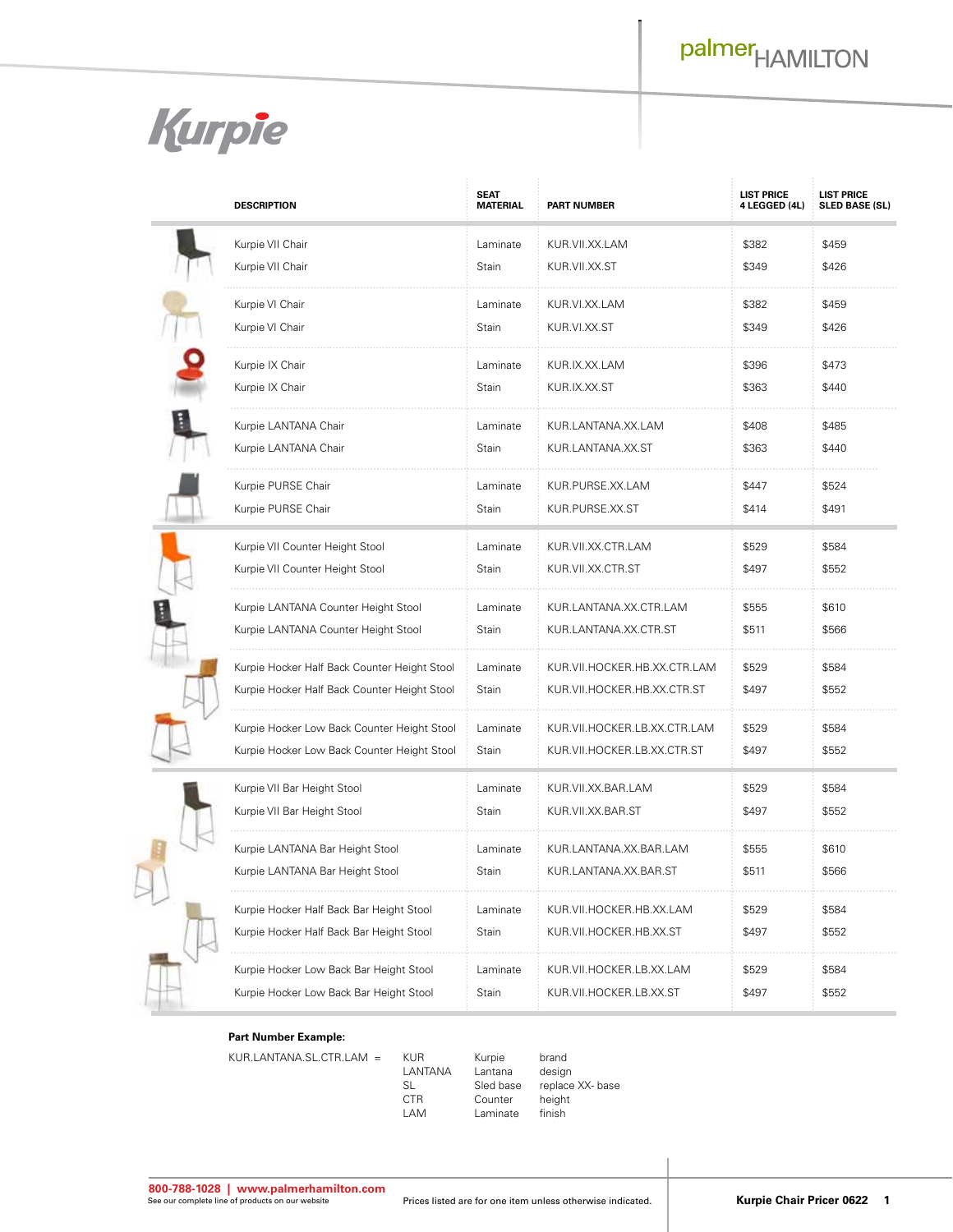# palmerHAMILTON

## Kurpie

| DESCRIPTION | SEAT MATERIAL | PART NUMBER | LIST PRICE 4 LEGGED (4L) | LIST PRICE SLED BASE (SL) |
|---|---|---|---|---|
| Kurpie VII Chair | Laminate | KUR.VII.XX.LAM | $382 | $459 |
| Kurpie VII Chair | Stain | KUR.VII.XX.ST | $349 | $426 |
| Kurpie VI Chair | Laminate | KUR.VI.XX.LAM | $382 | $459 |
| Kurpie VI Chair | Stain | KUR.VI.XX.ST | $349 | $426 |
| Kurpie IX Chair | Laminate | KUR.IX.XX.LAM | $396 | $473 |
| Kurpie IX Chair | Stain | KUR.IX.XX.ST | $363 | $440 |
| Kurpie LANTANA Chair | Laminate | KUR.LANTANA.XX.LAM | $408 | $485 |
| Kurpie LANTANA Chair | Stain | KUR.LANTANA.XX.ST | $363 | $440 |
| Kurpie PURSE Chair | Laminate | KUR.PURSE.XX.LAM | $447 | $524 |
| Kurpie PURSE Chair | Stain | KUR.PURSE.XX.ST | $414 | $491 |
| Kurpie VII Counter Height Stool | Laminate | KUR.VII.XX.CTR.LAM | $529 | $584 |
| Kurpie VII Counter Height Stool | Stain | KUR.VII.XX.CTR.ST | $497 | $552 |
| Kurpie LANTANA Counter Height Stool | Laminate | KUR.LANTANA.XX.CTR.LAM | $555 | $610 |
| Kurpie LANTANA Counter Height Stool | Stain | KUR.LANTANA.XX.CTR.ST | $511 | $566 |
| Kurpie Hocker Half Back Counter Height Stool | Laminate | KUR.VII.HOCKER.HB.XX.CTR.LAM | $529 | $584 |
| Kurpie Hocker Half Back Counter Height Stool | Stain | KUR.VII.HOCKER.HB.XX.CTR.ST | $497 | $552 |
| Kurpie Hocker Low Back Counter Height Stool | Laminate | KUR.VII.HOCKER.LB.XX.CTR.LAM | $529 | $584 |
| Kurpie Hocker Low Back Counter Height Stool | Stain | KUR.VII.HOCKER.LB.XX.CTR.ST | $497 | $552 |
| Kurpie VII Bar Height Stool | Laminate | KUR.VII.XX.BAR.LAM | $529 | $584 |
| Kurpie VII Bar Height Stool | Stain | KUR.VII.XX.BAR.ST | $497 | $552 |
| Kurpie LANTANA Bar Height Stool | Laminate | KUR.LANTANA.XX.BAR.LAM | $555 | $610 |
| Kurpie LANTANA Bar Height Stool | Stain | KUR.LANTANA.XX.BAR.ST | $511 | $566 |
| Kurpie Hocker Half Back Bar Height Stool | Laminate | KUR.VII.HOCKER.HB.XX.LAM | $529 | $584 |
| Kurpie Hocker Half Back Bar Height Stool | Stain | KUR.VII.HOCKER.HB.XX.ST | $497 | $552 |
| Kurpie Hocker Low Back Bar Height Stool | Laminate | KUR.VII.HOCKER.LB.XX.LAM | $529 | $584 |
| Kurpie Hocker Low Back Bar Height Stool | Stain | KUR.VII.HOCKER.LB.XX.ST | $497 | $552 |

**Part Number Example:**

KUR.LANTANA.SL.CTR.LAM =

| | | |
|---|---|---|
| KUR | Kurpie | brand |
| LANTANA | Lantana | design |
| SL | Sled base | replace XX- base |
| CTR | Counter | height |
| LAM | Laminate | finish |

**800-788-1028 | www.palmerhamilton.com**
See our complete line of products on our website

Prices listed are for one item unless otherwise indicated.

**Kurpie Chair Pricer 0622**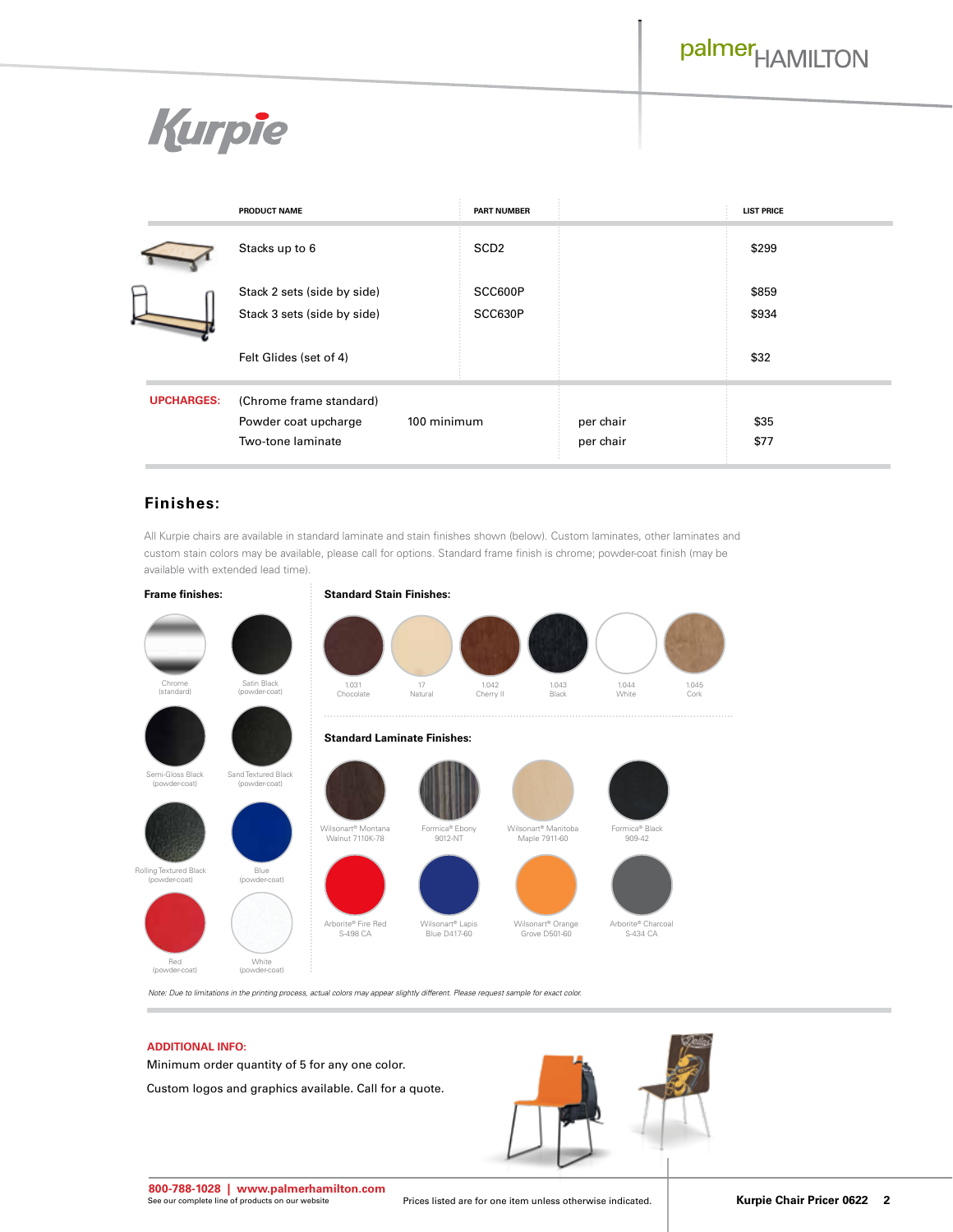palmerHAMILTON

# Kurpie

| PRODUCT NAME | PART NUMBER | | LIST PRICE |
|---|---|---|---|
| Stacks up to 6 | SCD2 | | $299 |
| Stack 2 sets (side by side) | SCC600P | | $859 |
| Stack 3 sets (side by side) | SCC630P | | $934 |
| Felt Glides (set of 4) | | | $32 |
| **UPCHARGES:** (Chrome frame standard) | | | |
| Powder coat upcharge | 100 minimum | per chair | $35 |
| Two-tone laminate | | per chair | $77 |

## Finishes:

All Kurpie chairs are available in standard laminate and stain finishes shown (below). Custom laminates, other laminates and custom stain colors may be available, please call for options. Standard frame finish is chrome; powder-coat finish (may be available with extended lead time).

**Frame finishes:**

- Chrome (standard)
- Satin Black (powder-coat)
- Semi-Gloss Black (powder-coat)
- Sand Textured Black (powder-coat)
- Rolling Textured Black (powder-coat)
- Blue (powder-coat)
- Red (powder-coat)
- White (powder-coat)

**Standard Stain Finishes:**

- 1.031 Chocolate
- 17 Natural
- 1.042 Cherry II
- 1.043 Black
- 1.044 White
- 1.045 Cork

**Standard Laminate Finishes:**

- Wilsonart® Montana Walnut 7110K-78
- Formica® Ebony 9012-NT
- Wilsonart® Manitoba Maple 7911-60
- Formica® Black 909-42
- Arborite® Fire Red S-498 CA
- Wilsonart® Lapis Blue D417-60
- Wilsonart® Orange Grove D501-60
- Arborite® Charcoal S-434 CA

*Note: Due to limitations in the printing process, actual colors may appear slightly different. Please request sample for exact color.*

**ADDITIONAL INFO:**

Minimum order quantity of 5 for any one color.

Custom logos and graphics available. Call for a quote.

**800-788-1028 | www.palmerhamilton.com**
See our complete line of products on our website

Prices listed are for one item unless otherwise indicated.

**Kurpie Chair Pricer 0622**